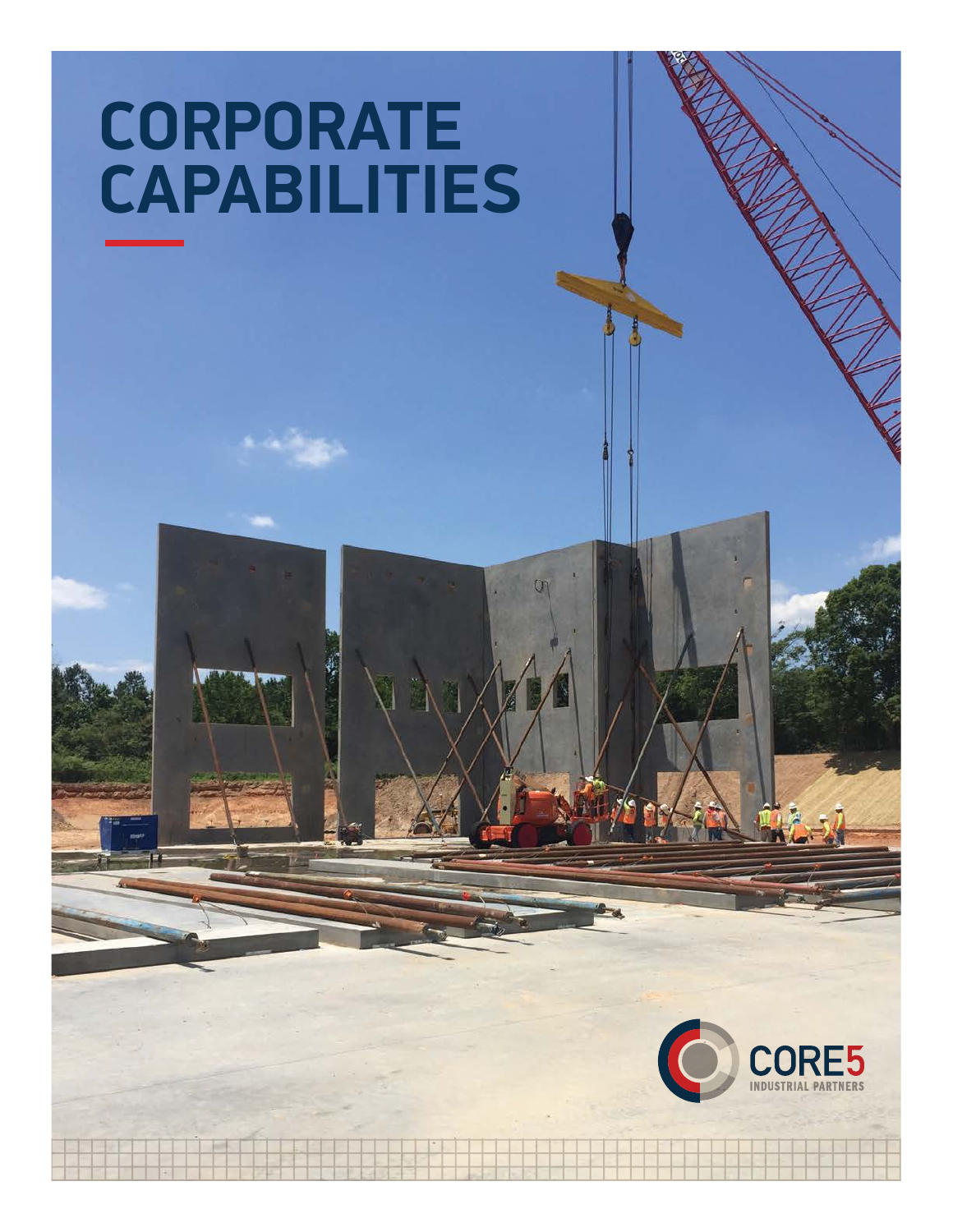# CORPORATE CAPABILITIES

CORE5 INDUSTRIAL PARTNERS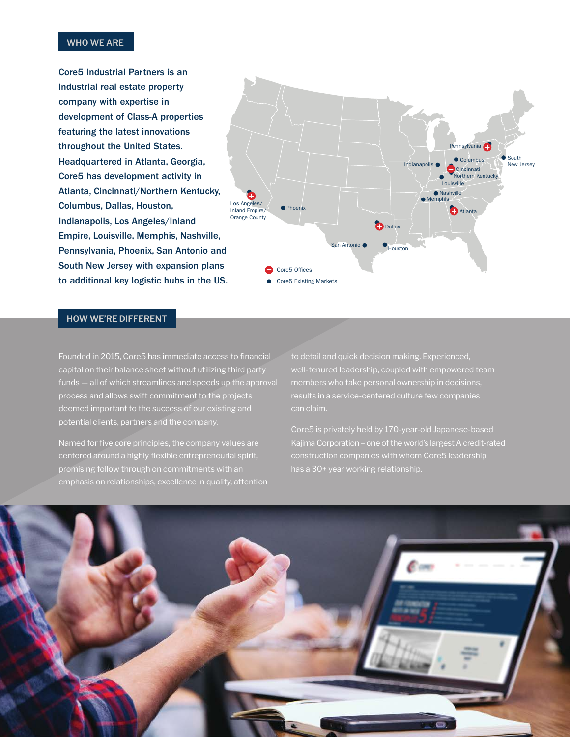## WHO WE ARE

**Core5 Industrial Partners is an industrial real estate property company with expertise in development of Class-A properties featuring the latest innovations throughout the United States. Headquartered in Atlanta, Georgia, Core5 has development activity in Atlanta, Cincinnati/Northern Kentucky, Columbus, Dallas, Houston, Indianapolis, Los Angeles/Inland Empire, Louisville, Memphis, Nashville, Pennsylvania, Phoenix, San Antonio and South New Jersey with expansion plans to additional key logistic hubs in the US.**

Pennsylvania, Columbus, South New Jersey, Indianapolis, Cincinnati, Northern Kentucky, Louisville, Nashville, Memphis, Atlanta, Los Angeles/Inland Empire/Orange County, Phoenix, Dallas, San Antonio, Houston

Core5 Offices

Core5 Existing Markets

## HOW WE'RE DIFFERENT

Founded in 2015, Core5 has immediate access to financial capital on their balance sheet without utilizing third party funds — all of which streamlines and speeds up the approval process and allows swift commitment to the projects deemed important to the success of our existing and potential clients, partners and the company.

Named for five core principles, the company values are centered around a highly flexible entrepreneurial spirit, promising follow through on commitments with an emphasis on relationships, excellence in quality, attention to detail and quick decision making. Experienced, well-tenured leadership, coupled with empowered team members who take personal ownership in decisions, results in a service-centered culture few companies can claim.

Core5 is privately held by 170-year-old Japanese-based Kajima Corporation – one of the world's largest A credit-rated construction companies with whom Core5 leadership has a 30+ year working relationship.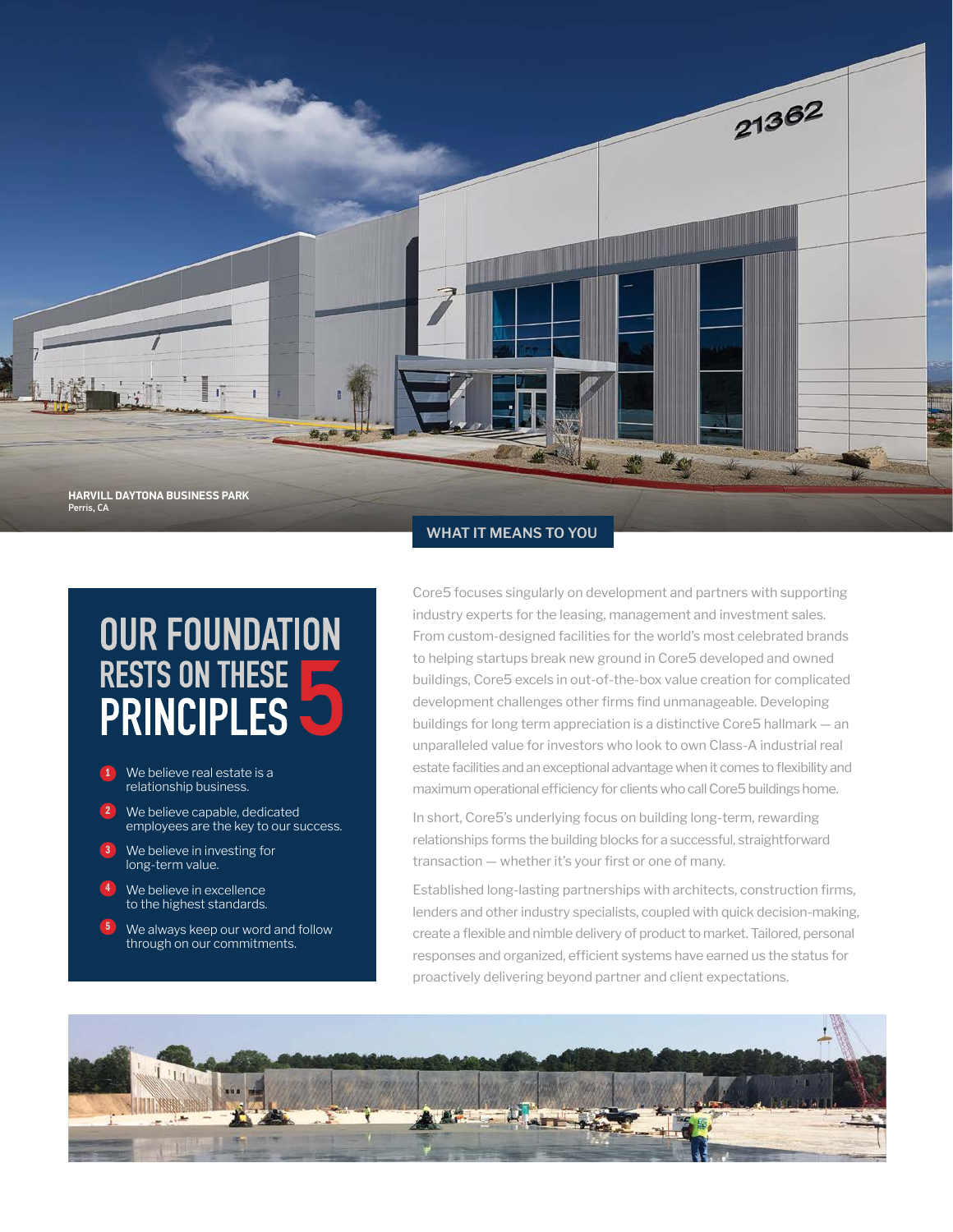**HARVILL DAYTONA BUSINESS PARK**
Perris, CA

# OUR FOUNDATION RESTS ON THESE 5 PRINCIPLES

1. We believe real estate is a relationship business.
2. We believe capable, dedicated employees are the key to our success.
3. We believe in investing for long-term value.
4. We believe in excellence to the highest standards.
5. We always keep our word and follow through on our commitments.

## WHAT IT MEANS TO YOU

Core5 focuses singularly on development and partners with supporting industry experts for the leasing, management and investment sales. From custom-designed facilities for the world's most celebrated brands to helping startups break new ground in Core5 developed and owned buildings, Core5 excels in out-of-the-box value creation for complicated development challenges other firms find unmanageable. Developing buildings for long term appreciation is a distinctive Core5 hallmark — an unparalleled value for investors who look to own Class-A industrial real estate facilities and an exceptional advantage when it comes to flexibility and maximum operational efficiency for clients who call Core5 buildings home.

In short, Core5's underlying focus on building long-term, rewarding relationships forms the building blocks for a successful, straightforward transaction — whether it's your first or one of many.

Established long-lasting partnerships with architects, construction firms, lenders and other industry specialists, coupled with quick decision-making, create a flexible and nimble delivery of product to market. Tailored, personal responses and organized, efficient systems have earned us the status for proactively delivering beyond partner and client expectations.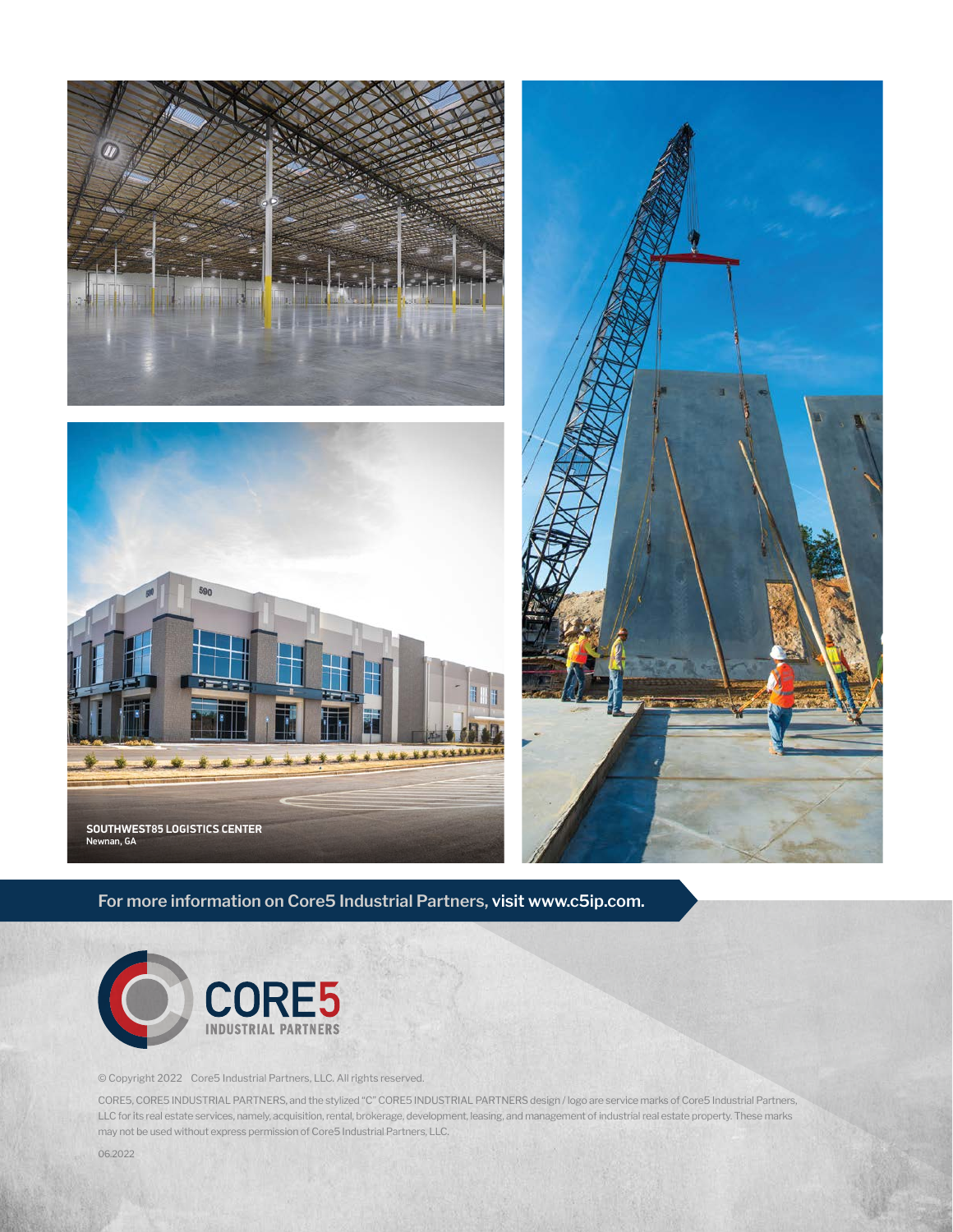**SOUTHWEST85 LOGISTICS CENTER**
Newnan, GA

For more information on Core5 Industrial Partners, **visit www.c5ip.com.**

CORE5 INDUSTRIAL PARTNERS

© Copyright 2022 Core5 Industrial Partners, LLC. All rights reserved.

CORE5, CORE5 INDUSTRIAL PARTNERS, and the stylized "C" CORE5 INDUSTRIAL PARTNERS design / logo are service marks of Core5 Industrial Partners, LLC for its real estate services, namely, acquisition, rental, brokerage, development, leasing, and management of industrial real estate property. These marks may not be used without express permission of Core5 Industrial Partners, LLC.

06.2022